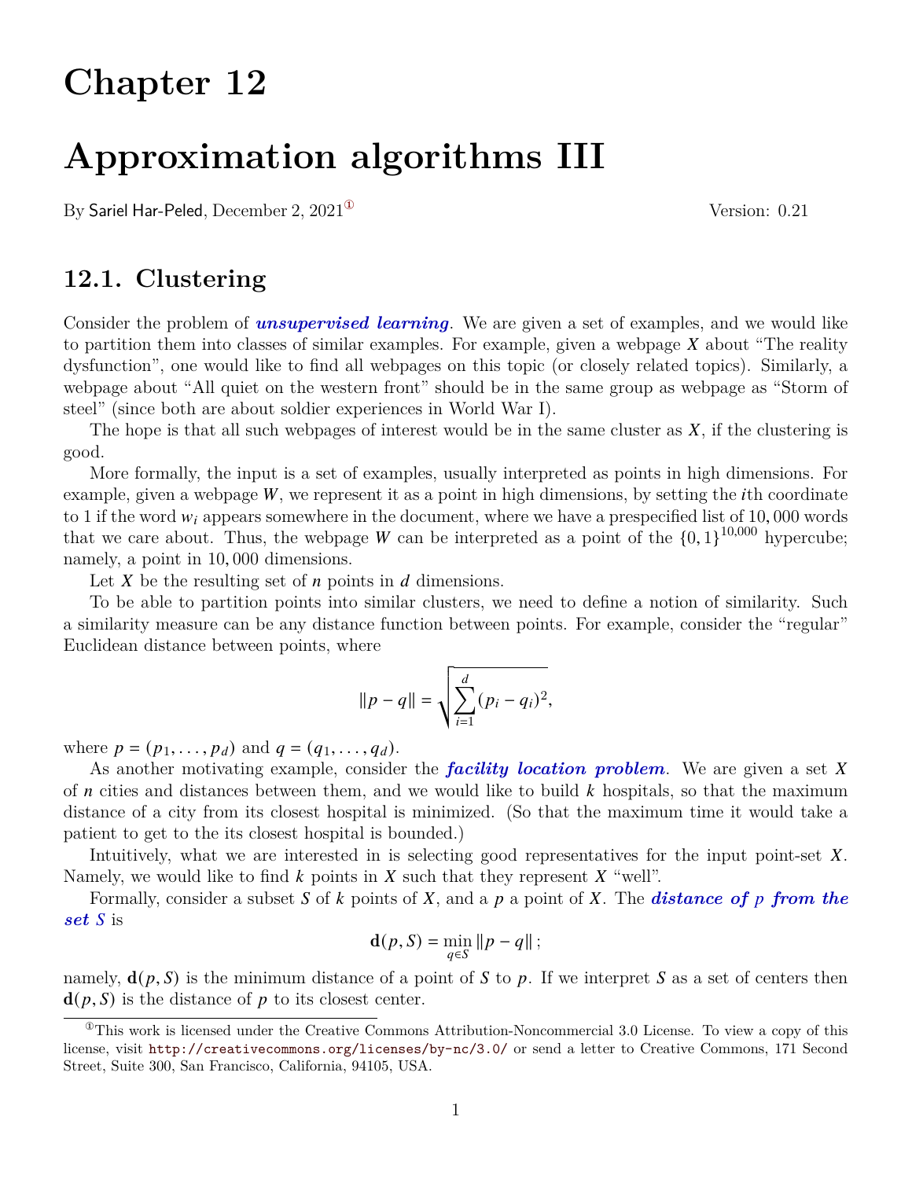# Chapter 12

# Approximation algorithms III

By Sariel Har-Peled, December 2, 2021[1] Version: 0.21

## 12.1. Clustering

Consider the problem of ***unsupervised learning***. We are given a set of examples, and we would like to partition them into classes of similar examples. For example, given a webpage $X$ about "The reality dysfunction", one would like to find all webpages on this topic (or closely related topics). Similarly, a webpage about "All quiet on the western front" should be in the same group as webpage as "Storm of steel" (since both are about soldier experiences in World War I).

The hope is that all such webpages of interest would be in the same cluster as $X$, if the clustering is good.

More formally, the input is a set of examples, usually interpreted as points in high dimensions. For example, given a webpage $W$, we represent it as a point in high dimensions, by setting the $i$th coordinate to 1 if the word $w_i$ appears somewhere in the document, where we have a prespecified list of 10,000 words that we care about. Thus, the webpage $W$ can be interpreted as a point of the $\{0, 1\}^{10,000}$ hypercube; namely, a point in 10,000 dimensions.

Let $X$ be the resulting set of $n$ points in $d$ dimensions.

To be able to partition points into similar clusters, we need to define a notion of similarity. Such a similarity measure can be any distance function between points. For example, consider the "regular" Euclidean distance between points, where

$$\|p - q\| = \sqrt{\sum_{i=1}^{d} (p_i - q_i)^2},$$

where $p = (p_1, \ldots, p_d)$ and $q = (q_1, \ldots, q_d)$.

As another motivating example, consider the ***facility location problem***. We are given a set $X$ of $n$ cities and distances between them, and we would like to build $k$ hospitals, so that the maximum distance of a city from its closest hospital is minimized. (So that the maximum time it would take a patient to get to the its closest hospital is bounded.)

Intuitively, what we are interested in is selecting good representatives for the input point-set $X$. Namely, we would like to find $k$ points in $X$ such that they represent $X$ "well".

Formally, consider a subset $S$ of $k$ points of $X$, and a $p$ a point of $X$. The ***distance of $p$ from the set $S$*** is

$$\mathbf{d}(p, S) = \min_{q \in S} \|p - q\|;$$

namely, $\mathbf{d}(p, S)$ is the minimum distance of a point of $S$ to $p$. If we interpret $S$ as a set of centers then $\mathbf{d}(p, S)$ is the distance of $p$ to its closest center.

[1] This work is licensed under the Creative Commons Attribution-Noncommercial 3.0 License. To view a copy of this license, visit http://creativecommons.org/licenses/by-nc/3.0/ or send a letter to Creative Commons, 171 Second Street, Suite 300, San Francisco, California, 94105, USA.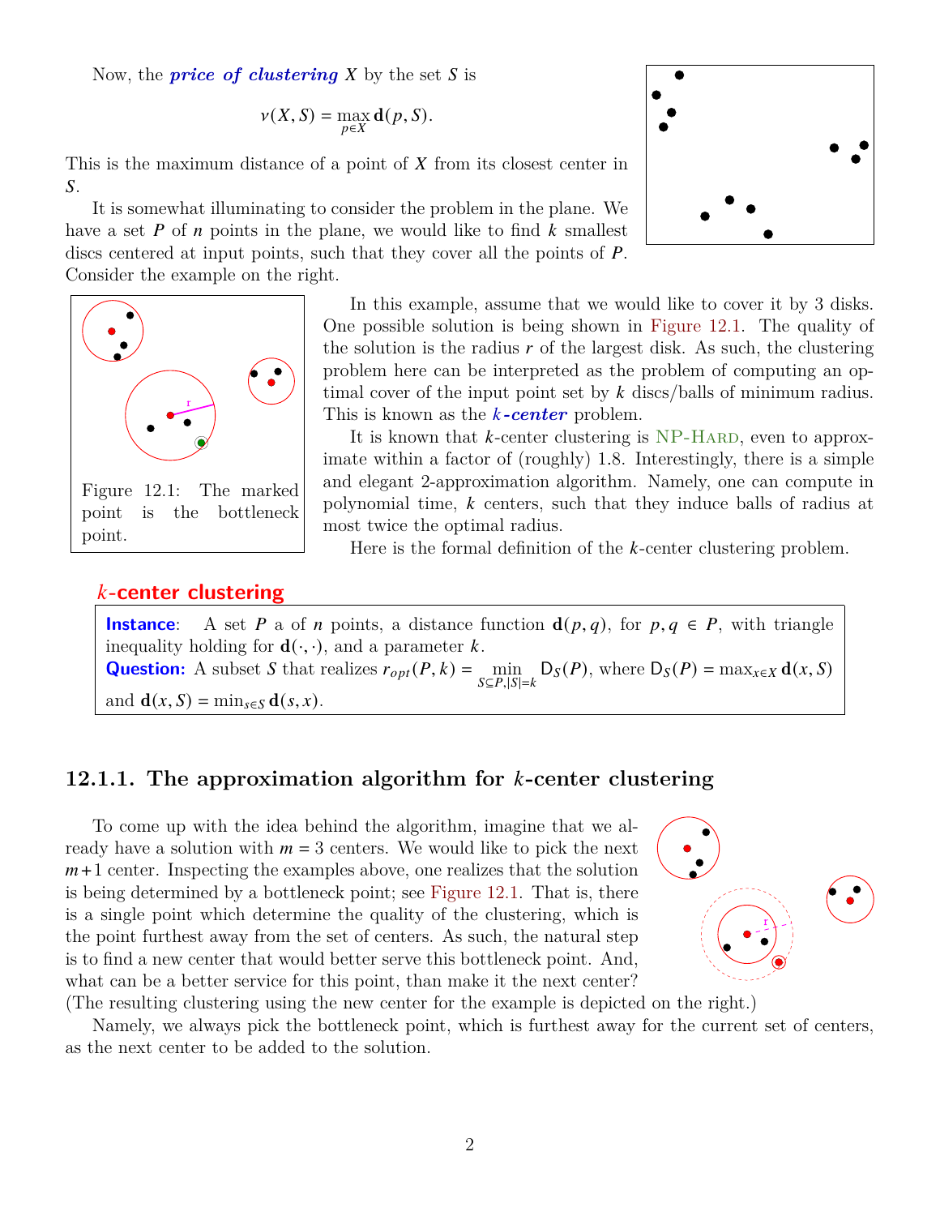Now, the ***price of clustering*** $X$ by the set $S$ is

$$\nu(X, S) = \max_{p \in X} \mathbf{d}(p, S).$$

This is the maximum distance of a point of $X$ from its closest center in $S$.

It is somewhat illuminating to consider the problem in the plane. We have a set $P$ of $n$ points in the plane, we would like to find $k$ smallest discs centered at input points, such that they cover all the points of $P$. Consider the example on the right.

Figure 12.1: The marked point is the bottleneck point.

In this example, assume that we would like to cover it by 3 disks. One possible solution is being shown in Figure 12.1. The quality of the solution is the radius $r$ of the largest disk. As such, the clustering problem here can be interpreted as the problem of computing an optimal cover of the input point set by $k$ discs/balls of minimum radius. This is known as the ***k-center*** problem.

It is known that $k$-center clustering is NP-Hard, even to approximate within a factor of (roughly) 1.8. Interestingly, there is a simple and elegant 2-approximation algorithm. Namely, one can compute in polynomial time, $k$ centers, such that they induce balls of radius at most twice the optimal radius.

Here is the formal definition of the $k$-center clustering problem.

**$k$-center clustering**

**Instance**: A set $P$ a of $n$ points, a distance function $\mathbf{d}(p, q)$, for $p, q \in P$, with triangle inequality holding for $\mathbf{d}(\cdot, \cdot)$, and a parameter $k$.
**Question:** A subset $S$ that realizes $r_{opt}(P, k) = \min_{S \subseteq P, |S|=k} \mathsf{D}_S(P)$, where $\mathsf{D}_S(P) = \max_{x \in X} \mathbf{d}(x, S)$ and $\mathbf{d}(x, S) = \min_{s \in S} \mathbf{d}(s, x)$.

### 12.1.1. The approximation algorithm for $k$-center clustering

To come up with the idea behind the algorithm, imagine that we already have a solution with $m = 3$ centers. We would like to pick the next $m+1$ center. Inspecting the examples above, one realizes that the solution is being determined by a bottleneck point; see Figure 12.1. That is, there is a single point which determine the quality of the clustering, which is the point furthest away from the set of centers. As such, the natural step is to find a new center that would better serve this bottleneck point. And, what can be a better service for this point, than make it the next center? (The resulting clustering using the new center for the example is depicted on the right.)

Namely, we always pick the bottleneck point, which is furthest away for the current set of centers, as the next center to be added to the solution.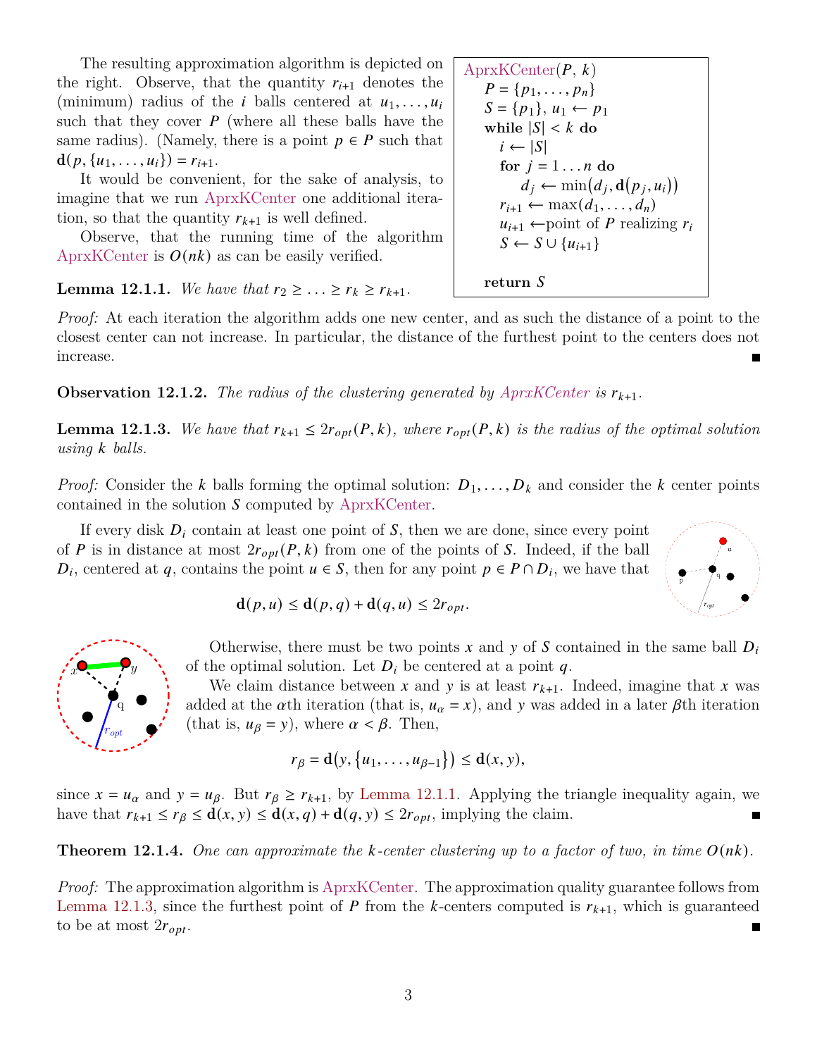The resulting approximation algorithm is depicted on the right. Observe, that the quantity $r_{i+1}$ denotes the (minimum) radius of the $i$ balls centered at $u_1, \ldots, u_i$ such that they cover $P$ (where all these balls have the same radius). (Namely, there is a point $p \in P$ such that $\mathbf{d}(p, \{u_1, \ldots, u_i\}) = r_{i+1}$.

It would be convenient, for the sake of analysis, to imagine that we run AprxKCenter one additional iteration, so that the quantity $r_{k+1}$ is well defined.

Observe, that the running time of the algorithm AprxKCenter is $O(nk)$ as can be easily verified.

```
AprxKCenter(P, k)
    P = {p_1, ..., p_n}
    S = {p_1}, u_1 ← p_1
    while |S| < k do
        i ← |S|
        for j = 1...n do
            d_j ← min(d_j, d(p_j, u_i))
        r_{i+1} ← max(d_1, ..., d_n)
        u_{i+1} ← point of P realizing r_i
        S ← S ∪ {u_{i+1}}

    return S
```

**Lemma 12.1.1.** *We have that* $r_2 \geq \ldots \geq r_k \geq r_{k+1}$.

*Proof:* At each iteration the algorithm adds one new center, and as such the distance of a point to the closest center can not increase. In particular, the distance of the furthest point to the centers does not increase. ■

**Observation 12.1.2.** *The radius of the clustering generated by AprxKCenter is* $r_{k+1}$.

**Lemma 12.1.3.** *We have that* $r_{k+1} \leq 2r_{opt}(P, k)$, *where* $r_{opt}(P, k)$ *is the radius of the optimal solution using* $k$ *balls.*

*Proof:* Consider the $k$ balls forming the optimal solution: $D_1, \ldots, D_k$ and consider the $k$ center points contained in the solution $S$ computed by AprxKCenter.

If every disk $D_i$ contain at least one point of $S$, then we are done, since every point of $P$ is in distance at most $2r_{opt}(P, k)$ from one of the points of $S$. Indeed, if the ball $D_i$, centered at $q$, contains the point $u \in S$, then for any point $p \in P \cap D_i$, we have that

$$\mathbf{d}(p, u) \leq \mathbf{d}(p, q) + \mathbf{d}(q, u) \leq 2r_{opt}.$$

Otherwise, there must be two points $x$ and $y$ of $S$ contained in the same ball $D_i$ of the optimal solution. Let $D_i$ be centered at a point $q$.

We claim distance between $x$ and $y$ is at least $r_{k+1}$. Indeed, imagine that $x$ was added at the $\alpha$th iteration (that is, $u_\alpha = x$), and $y$ was added in a later $\beta$th iteration (that is, $u_\beta = y$), where $\alpha < \beta$. Then,

$$r_\beta = \mathbf{d}\big(y, \{u_1, \ldots, u_{\beta-1}\}\big) \leq \mathbf{d}(x, y),$$

since $x = u_\alpha$ and $y = u_\beta$. But $r_\beta \geq r_{k+1}$, by Lemma 12.1.1. Applying the triangle inequality again, we have that $r_{k+1} \leq r_\beta \leq \mathbf{d}(x, y) \leq \mathbf{d}(x, q) + \mathbf{d}(q, y) \leq 2r_{opt}$, implying the claim. ■

**Theorem 12.1.4.** *One can approximate the* $k$*-center clustering up to a factor of two, in time* $O(nk)$.

*Proof:* The approximation algorithm is AprxKCenter. The approximation quality guarantee follows from Lemma 12.1.3, since the furthest point of $P$ from the $k$-centers computed is $r_{k+1}$, which is guaranteed to be at most $2r_{opt}$. ■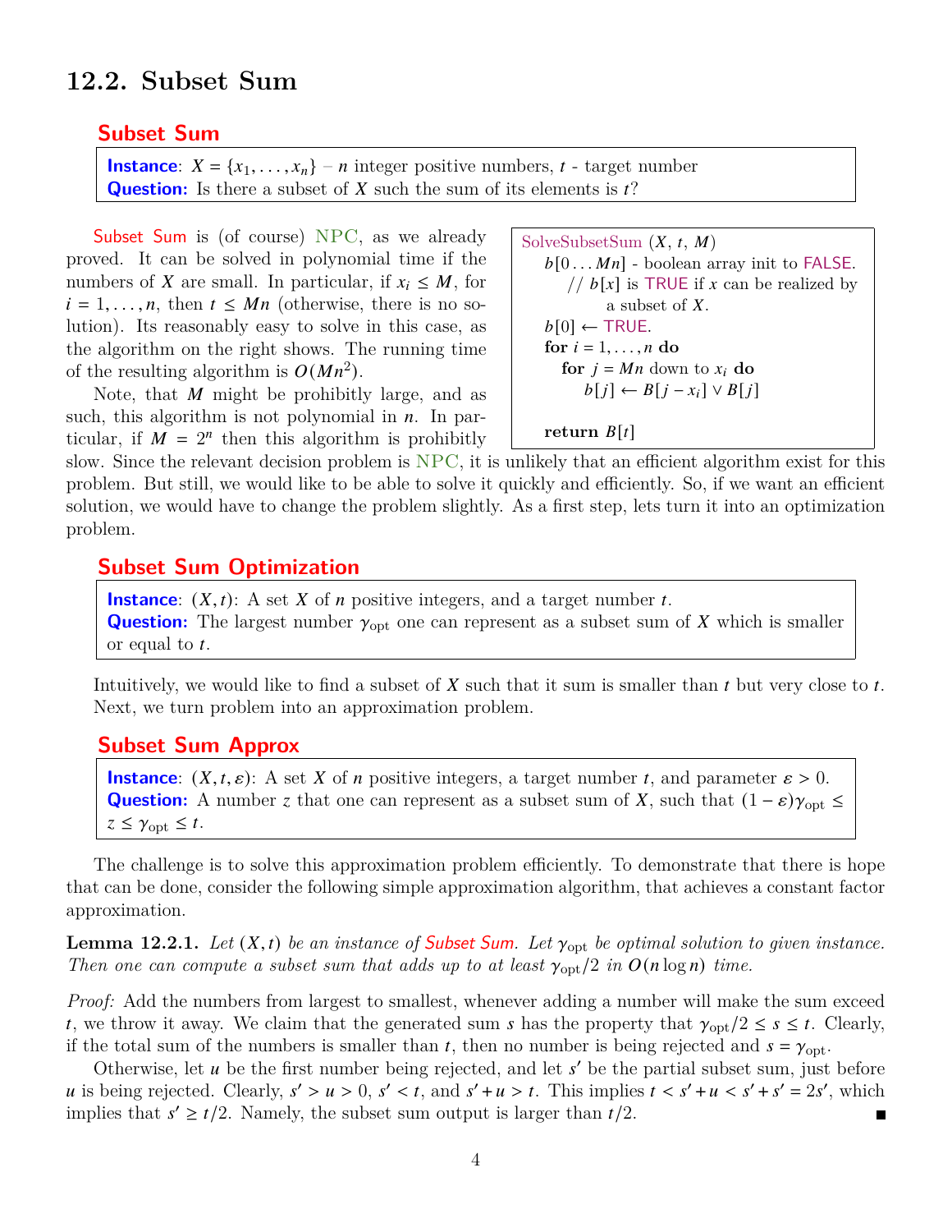## 12.2. Subset Sum

### Subset Sum

**Instance**: $X = \{x_1, \ldots, x_n\}$ – $n$ integer positive numbers, $t$ - target number
**Question:** Is there a subset of $X$ such the sum of its elements is $t$?

Subset Sum is (of course) NPC, as we already proved. It can be solved in polynomial time if the numbers of $X$ are small. In particular, if $x_i \le M$, for $i = 1, \ldots, n$, then $t \le Mn$ (otherwise, there is no solution). Its reasonably easy to solve in this case, as the algorithm on the right shows. The running time of the resulting algorithm is $O(Mn^2)$.

```
SolveSubsetSum (X, t, M)
    b[0 ... Mn] - boolean array init to FALSE.
        // b[x] is TRUE if x can be realized by
            a subset of X.
    b[0] ← TRUE.
    for i = 1, ..., n do
        for j = Mn down to x_i do
            b[j] ← B[j − x_i] ∨ B[j]

    return B[t]
```

Note, that $M$ might be prohibitly large, and as such, this algorithm is not polynomial in $n$. In particular, if $M = 2^n$ then this algorithm is prohibitly slow. Since the relevant decision problem is NPC, it is unlikely that an efficient algorithm exist for this problem. But still, we would like to be able to solve it quickly and efficiently. So, if we want an efficient solution, we would have to change the problem slightly. As a first step, lets turn it into an optimization problem.

### Subset Sum Optimization

**Instance**: $(X, t)$: A set $X$ of $n$ positive integers, and a target number $t$.
**Question:** The largest number $\gamma_{\text{opt}}$ one can represent as a subset sum of $X$ which is smaller or equal to $t$.

Intuitively, we would like to find a subset of $X$ such that it sum is smaller than $t$ but very close to $t$. Next, we turn problem into an approximation problem.

### Subset Sum Approx

**Instance**: $(X, t, \varepsilon)$: A set $X$ of $n$ positive integers, a target number $t$, and parameter $\varepsilon > 0$.
**Question:** A number $z$ that one can represent as a subset sum of $X$, such that $(1 - \varepsilon)\gamma_{\text{opt}} \le z \le \gamma_{\text{opt}} \le t$.

The challenge is to solve this approximation problem efficiently. To demonstrate that there is hope that can be done, consider the following simple approximation algorithm, that achieves a constant factor approximation.

**Lemma 12.2.1.** *Let $(X, t)$ be an instance of Subset Sum. Let $\gamma_{\text{opt}}$ be optimal solution to given instance. Then one can compute a subset sum that adds up to at least $\gamma_{\text{opt}}/2$ in $O(n \log n)$ time.*

*Proof:* Add the numbers from largest to smallest, whenever adding a number will make the sum exceed $t$, we throw it away. We claim that the generated sum $s$ has the property that $\gamma_{\text{opt}}/2 \le s \le t$. Clearly, if the total sum of the numbers is smaller than $t$, then no number is being rejected and $s = \gamma_{\text{opt}}$.

Otherwise, let $u$ be the first number being rejected, and let $s'$ be the partial subset sum, just before $u$ is being rejected. Clearly, $s' > u > 0$, $s' < t$, and $s' + u > t$. This implies $t < s' + u < s' + s' = 2s'$, which implies that $s' \ge t/2$. Namely, the subset sum output is larger than $t/2$. ■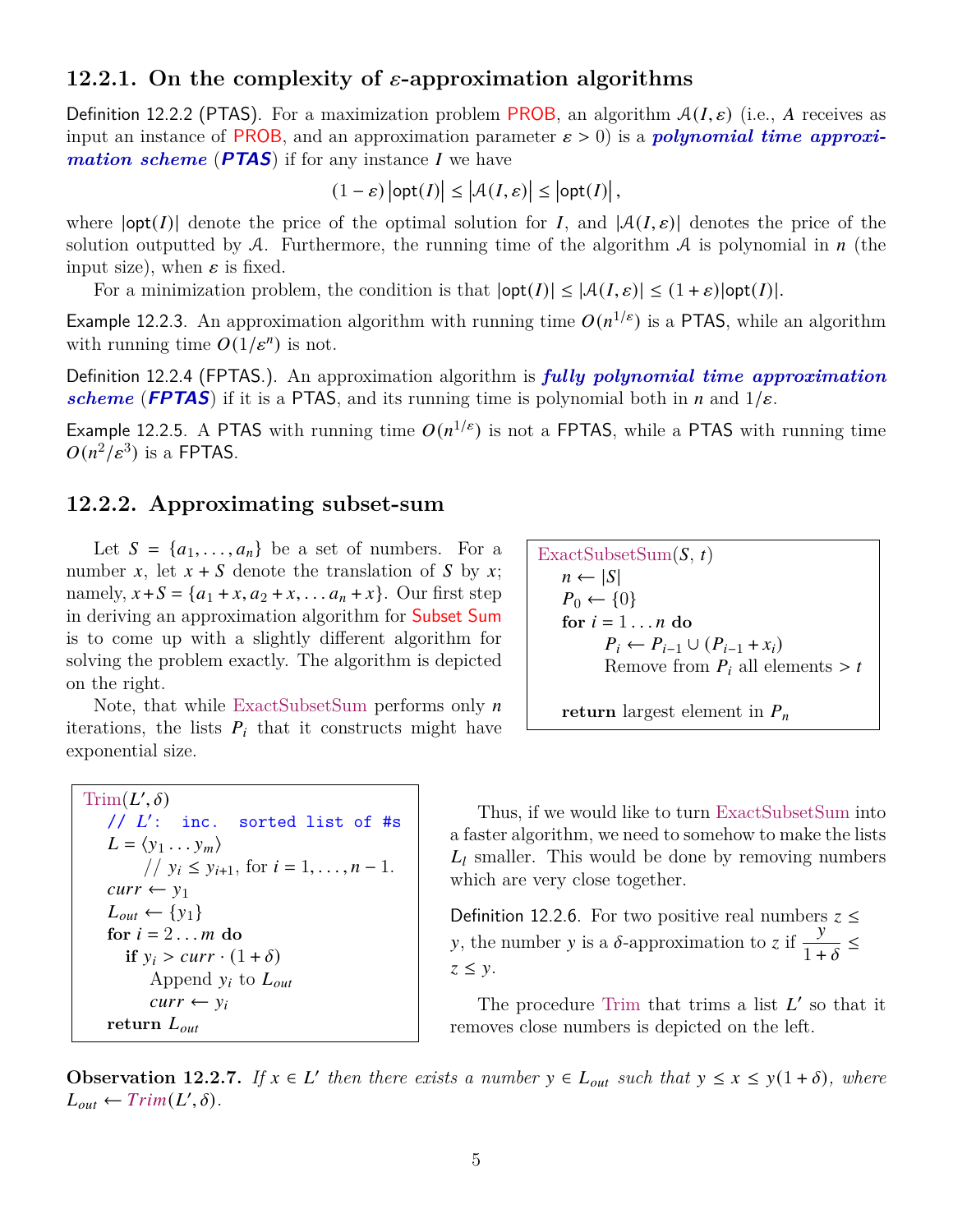### 12.2.1. On the complexity of $\varepsilon$-approximation algorithms

Definition 12.2.2 (PTAS). For a maximization problem PROB, an algorithm $\mathcal{A}(I, \varepsilon)$ (i.e., $A$ receives as input an instance of PROB, and an approximation parameter $\varepsilon > 0$) is a ***polynomial time approximation scheme*** (***PTAS***) if for any instance $I$ we have

$$(1 - \varepsilon) \left|\mathsf{opt}(I)\right| \leq \left|\mathcal{A}(I, \varepsilon)\right| \leq \left|\mathsf{opt}(I)\right|,$$

where $|\mathsf{opt}(I)|$ denote the price of the optimal solution for $I$, and $|\mathcal{A}(I, \varepsilon)|$ denotes the price of the solution outputted by $\mathcal{A}$. Furthermore, the running time of the algorithm $\mathcal{A}$ is polynomial in $n$ (the input size), when $\varepsilon$ is fixed.

For a minimization problem, the condition is that $|\mathsf{opt}(I)| \leq |\mathcal{A}(I, \varepsilon)| \leq (1 + \varepsilon)|\mathsf{opt}(I)|$.

Example 12.2.3. An approximation algorithm with running time $O(n^{1/\varepsilon})$ is a PTAS, while an algorithm with running time $O(1/\varepsilon^n)$ is not.

Definition 12.2.4 (FPTAS.). An approximation algorithm is ***fully polynomial time approximation scheme*** (***FPTAS***) if it is a PTAS, and its running time is polynomial both in $n$ and $1/\varepsilon$.

Example 12.2.5. A PTAS with running time $O(n^{1/\varepsilon})$ is not a FPTAS, while a PTAS with running time $O(n^2/\varepsilon^3)$ is a FPTAS.

### 12.2.2. Approximating subset-sum

Let $S = \{a_1, \ldots, a_n\}$ be a set of numbers. For a number $x$, let $x + S$ denote the translation of $S$ by $x$; namely, $x + S = \{a_1 + x, a_2 + x, \ldots a_n + x\}$. Our first step in deriving an approximation algorithm for Subset Sum is to come up with a slightly different algorithm for solving the problem exactly. The algorithm is depicted on the right.

```
ExactSubsetSum(S, t)
    n ← |S|
    P_0 ← {0}
    for i = 1 ... n do
        P_i ← P_{i-1} ∪ (P_{i-1} + x_i)
        Remove from P_i all elements > t

    return largest element in P_n
```

Note, that while ExactSubsetSum performs only $n$ iterations, the lists $P_i$ that it constructs might have exponential size.

```
Trim(L', δ)
    // L': inc. sorted list of #s
    L = ⟨y_1 ... y_m⟩
        // y_i ≤ y_{i+1}, for i = 1, ..., n − 1.
    curr ← y_1
    L_out ← {y_1}
    for i = 2 ... m do
        if y_i > curr · (1 + δ)
            Append y_i to L_out
            curr ← y_i
    return L_out
```

Thus, if we would like to turn ExactSubsetSum into a faster algorithm, we need to somehow to make the lists $L_l$ smaller. This would be done by removing numbers which are very close together.

Definition 12.2.6. For two positive real numbers $z \leq y$, the number $y$ is a $\delta$-approximation to $z$ if $\dfrac{y}{1+\delta} \leq z \leq y$.

The procedure Trim that trims a list $L'$ so that it removes close numbers is depicted on the left.

**Observation 12.2.7.** *If $x \in L'$ then there exists a number $y \in L_{out}$ such that $y \leq x \leq y(1 + \delta)$, where $L_{out} \leftarrow Trim(L', \delta)$.*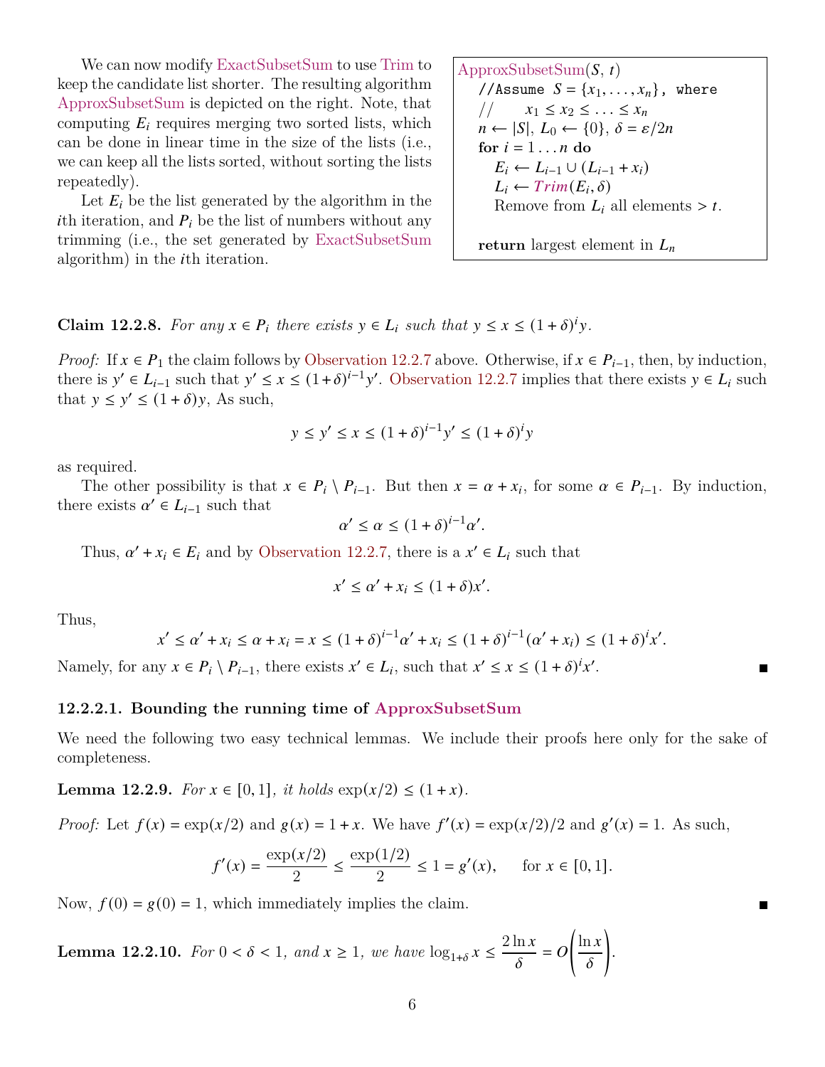We can now modify ExactSubsetSum to use Trim to keep the candidate list shorter. The resulting algorithm ApproxSubsetSum is depicted on the right. Note, that computing $E_i$ requires merging two sorted lists, which can be done in linear time in the size of the lists (i.e., we can keep all the lists sorted, without sorting the lists repeatedly).

Let $E_i$ be the list generated by the algorithm in the $i$th iteration, and $P_i$ be the list of numbers without any trimming (i.e., the set generated by ExactSubsetSum algorithm) in the $i$th iteration.

```
ApproxSubsetSum(S, t)
   //Assume S = {x_1, ..., x_n}, where
   //      x_1 ≤ x_2 ≤ ... ≤ x_n
   n ← |S|, L_0 ← {0}, δ = ε/2n
   for i = 1 ... n do
      E_i ← L_{i-1} ∪ (L_{i-1} + x_i)
      L_i ← Trim(E_i, δ)
      Remove from L_i all elements > t.

   return largest element in L_n
```

**Claim 12.2.8.** *For any $x \in P_i$ there exists $y \in L_i$ such that $y \le x \le (1+\delta)^i y$.*

*Proof:* If $x \in P_1$ the claim follows by Observation 12.2.7 above. Otherwise, if $x \in P_{i-1}$, then, by induction, there is $y' \in L_{i-1}$ such that $y' \le x \le (1+\delta)^{i-1} y'$. Observation 12.2.7 implies that there exists $y \in L_i$ such that $y \le y' \le (1+\delta)y$, As such,

$$y \le y' \le x \le (1+\delta)^{i-1} y' \le (1+\delta)^i y$$

as required.

The other possibility is that $x \in P_i \setminus P_{i-1}$. But then $x = \alpha + x_i$, for some $\alpha \in P_{i-1}$. By induction, there exists $\alpha' \in L_{i-1}$ such that

$$\alpha' \le \alpha \le (1+\delta)^{i-1} \alpha'.$$

Thus, $\alpha' + x_i \in E_i$ and by Observation 12.2.7, there is a $x' \in L_i$ such that

$$x' \le \alpha' + x_i \le (1+\delta) x'.$$

Thus,

$$x' \le \alpha' + x_i \le \alpha + x_i = x \le (1+\delta)^{i-1}\alpha' + x_i \le (1+\delta)^{i-1}(\alpha' + x_i) \le (1+\delta)^i x'.$$

Namely, for any $x \in P_i \setminus P_{i-1}$, there exists $x' \in L_i$, such that $x' \le x \le (1+\delta)^i x'$. ∎

#### 12.2.2.1. Bounding the running time of ApproxSubsetSum

We need the following two easy technical lemmas. We include their proofs here only for the sake of completeness.

**Lemma 12.2.9.** *For $x \in [0,1]$, it holds $\exp(x/2) \le (1+x)$.*

*Proof:* Let $f(x) = \exp(x/2)$ and $g(x) = 1 + x$. We have $f'(x) = \exp(x/2)/2$ and $g'(x) = 1$. As such,

$$f'(x) = \frac{\exp(x/2)}{2} \le \frac{\exp(1/2)}{2} \le 1 = g'(x), \qquad \text{for } x \in [0,1].$$

Now, $f(0) = g(0) = 1$, which immediately implies the claim. ∎

**Lemma 12.2.10.** *For $0 < \delta < 1$, and $x \ge 1$, we have $\log_{1+\delta} x \le \dfrac{2 \ln x}{\delta} = O\left(\dfrac{\ln x}{\delta}\right)$.*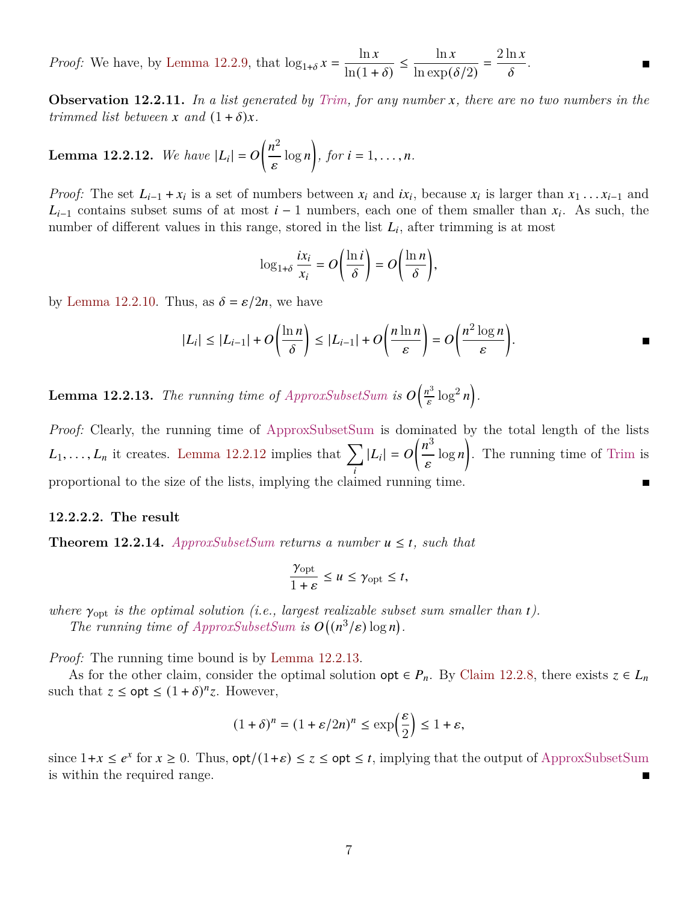*Proof:* We have, by Lemma 12.2.9, that $\log_{1+\delta} x = \dfrac{\ln x}{\ln(1+\delta)} \leq \dfrac{\ln x}{\ln \exp(\delta/2)} = \dfrac{2 \ln x}{\delta}$. ∎

**Observation 12.2.11.** *In a list generated by Trim, for any number $x$, there are no two numbers in the trimmed list between $x$ and $(1+\delta)x$.*

**Lemma 12.2.12.** *We have $|L_i| = O\left(\dfrac{n^2}{\varepsilon} \log n\right)$, for $i = 1, \ldots, n$.*

*Proof:* The set $L_{i-1} + x_i$ is a set of numbers between $x_i$ and $ix_i$, because $x_i$ is larger than $x_1 \ldots x_{i-1}$ and $L_{i-1}$ contains subset sums of at most $i-1$ numbers, each one of them smaller than $x_i$. As such, the number of different values in this range, stored in the list $L_i$, after trimming is at most

$$\log_{1+\delta} \frac{ix_i}{x_i} = O\left(\frac{\ln i}{\delta}\right) = O\left(\frac{\ln n}{\delta}\right),$$

by Lemma 12.2.10. Thus, as $\delta = \varepsilon/2n$, we have

$$|L_i| \leq |L_{i-1}| + O\left(\frac{\ln n}{\delta}\right) \leq |L_{i-1}| + O\left(\frac{n \ln n}{\varepsilon}\right) = O\left(\frac{n^2 \log n}{\varepsilon}\right).$$ ∎

**Lemma 12.2.13.** *The running time of ApproxSubsetSum is $O\left(\frac{n^3}{\varepsilon} \log^2 n\right)$.*

*Proof:* Clearly, the running time of ApproxSubsetSum is dominated by the total length of the lists $L_1, \ldots, L_n$ it creates. Lemma 12.2.12 implies that $\sum_i |L_i| = O\left(\dfrac{n^3}{\varepsilon} \log n\right)$. The running time of Trim is proportional to the size of the lists, implying the claimed running time. ∎

#### 12.2.2.2. The result

**Theorem 12.2.14.** *ApproxSubsetSum returns a number $u \leq t$, such that*

$$\frac{\gamma_{\text{opt}}}{1+\varepsilon} \leq u \leq \gamma_{\text{opt}} \leq t,$$

*where $\gamma_{\text{opt}}$ is the optimal solution (i.e., largest realizable subset sum smaller than $t$).*

*The running time of ApproxSubsetSum is $O\big((n^3/\varepsilon) \log n\big)$.*

*Proof:* The running time bound is by Lemma 12.2.13.

As for the other claim, consider the optimal solution $\mathsf{opt} \in P_n$. By Claim 12.2.8, there exists $z \in L_n$ such that $z \leq \mathsf{opt} \leq (1+\delta)^n z$. However,

$$(1+\delta)^n = (1+\varepsilon/2n)^n \leq \exp\left(\frac{\varepsilon}{2}\right) \leq 1+\varepsilon,$$

since $1+x \leq e^x$ for $x \geq 0$. Thus, $\mathsf{opt}/(1+\varepsilon) \leq z \leq \mathsf{opt} \leq t$, implying that the output of ApproxSubsetSum is within the required range. ∎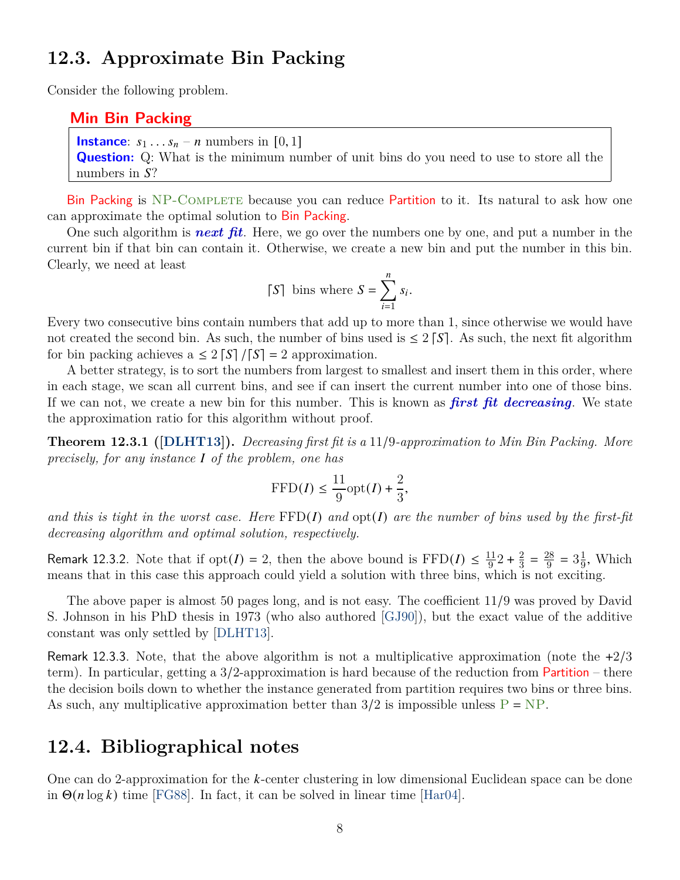## 12.3. Approximate Bin Packing

Consider the following problem.

**Min Bin Packing**

> **Instance**: $s_1 \ldots s_n$ – $n$ numbers in $[0, 1]$
> **Question:** Q: What is the minimum number of unit bins do you need to use to store all the numbers in $S$?

Bin Packing is NP-Complete because you can reduce Partition to it. Its natural to ask how one can approximate the optimal solution to Bin Packing.

One such algorithm is ***next fit***. Here, we go over the numbers one by one, and put a number in the current bin if that bin can contain it. Otherwise, we create a new bin and put the number in this bin. Clearly, we need at least

$$\lceil S \rceil \text{ bins where } S = \sum_{i=1}^{n} s_i.$$

Every two consecutive bins contain numbers that add up to more than 1, since otherwise we would have not created the second bin. As such, the number of bins used is $\leq 2 \lceil S \rceil$. As such, the next fit algorithm for bin packing achieves a $\leq 2 \lceil S \rceil / \lceil S \rceil = 2$ approximation.

A better strategy, is to sort the numbers from largest to smallest and insert them in this order, where in each stage, we scan all current bins, and see if can insert the current number into one of those bins. If we can not, we create a new bin for this number. This is known as ***first fit decreasing***. We state the approximation ratio for this algorithm without proof.

**Theorem 12.3.1 ([DLHT13]).** *Decreasing first fit is a 11/9-approximation to Min Bin Packing. More precisely, for any instance $I$ of the problem, one has*

$$\mathrm{FFD}(I) \leq \frac{11}{9}\mathrm{opt}(I) + \frac{2}{3},$$

*and this is tight in the worst case. Here $\mathrm{FFD}(I)$ and $\mathrm{opt}(I)$ are the number of bins used by the first-fit decreasing algorithm and optimal solution, respectively.*

Remark 12.3.2. Note that if $\mathrm{opt}(I) = 2$, then the above bound is $\mathrm{FFD}(I) \leq \frac{11}{9}2 + \frac{2}{3} = \frac{28}{9} = 3\frac{1}{9}$, Which means that in this case this approach could yield a solution with three bins, which is not exciting.

The above paper is almost 50 pages long, and is not easy. The coefficient 11/9 was proved by David S. Johnson in his PhD thesis in 1973 (who also authored [GJ90]), but the exact value of the additive constant was only settled by [DLHT13].

Remark 12.3.3. Note, that the above algorithm is not a multiplicative approximation (note the +2/3 term). In particular, getting a 3/2-approximation is hard because of the reduction from Partition – there the decision boils down to whether the instance generated from partition requires two bins or three bins. As such, any multiplicative approximation better than 3/2 is impossible unless P = NP.

## 12.4. Bibliographical notes

One can do 2-approximation for the $k$-center clustering in low dimensional Euclidean space can be done in $\Theta(n \log k)$ time [FG88]. In fact, it can be solved in linear time [Har04].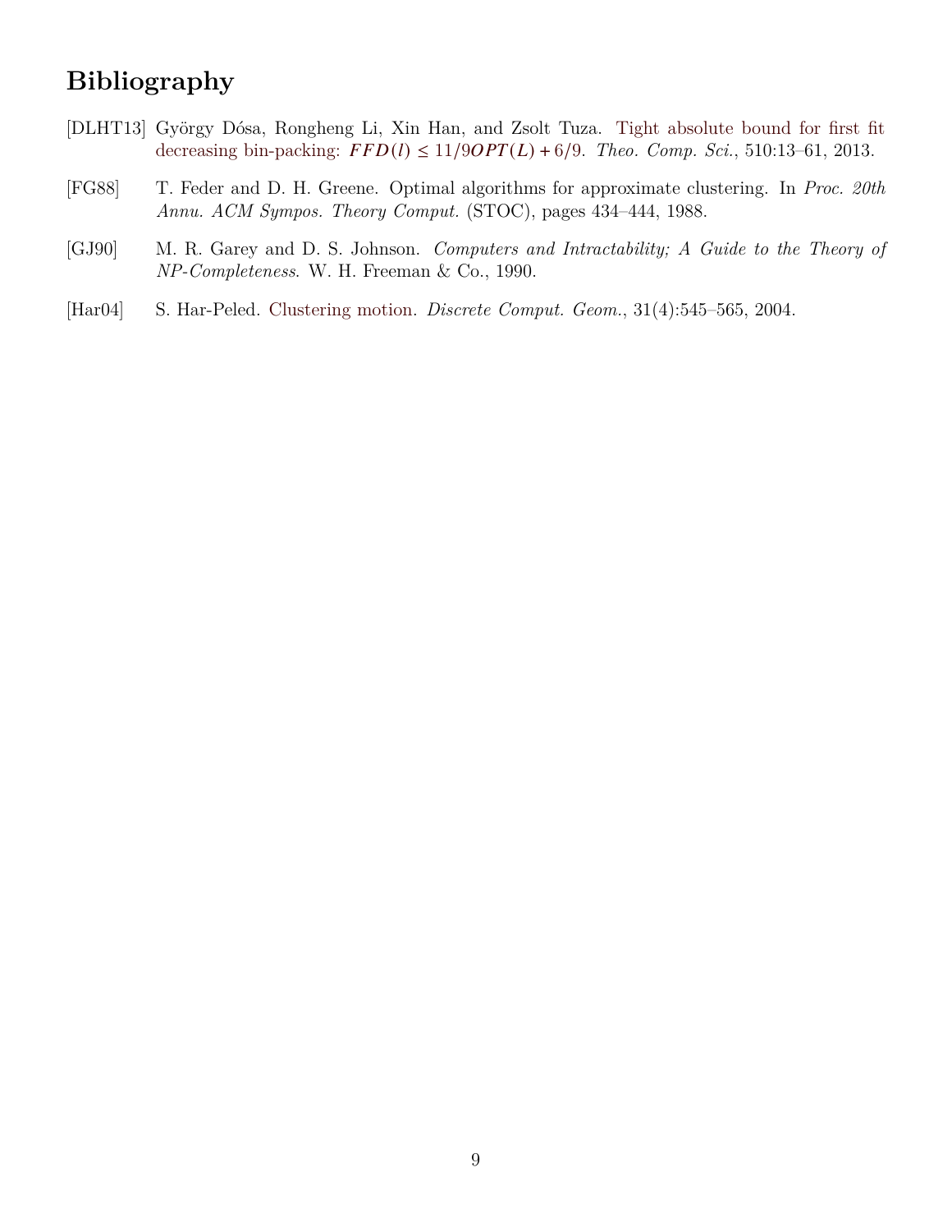# Bibliography

[DLHT13] György Dósa, Rongheng Li, Xin Han, and Zsolt Tuza. Tight absolute bound for first fit decreasing bin-packing: $FFD(l) \leq 11/9 OPT(L) + 6/9$. *Theo. Comp. Sci.*, 510:13–61, 2013.

[FG88] T. Feder and D. H. Greene. Optimal algorithms for approximate clustering. In *Proc. 20th Annu. ACM Sympos. Theory Comput.* (STOC), pages 434–444, 1988.

[GJ90] M. R. Garey and D. S. Johnson. *Computers and Intractability; A Guide to the Theory of NP-Completeness*. W. H. Freeman & Co., 1990.

[Har04] S. Har-Peled. Clustering motion. *Discrete Comput. Geom.*, 31(4):545–565, 2004.